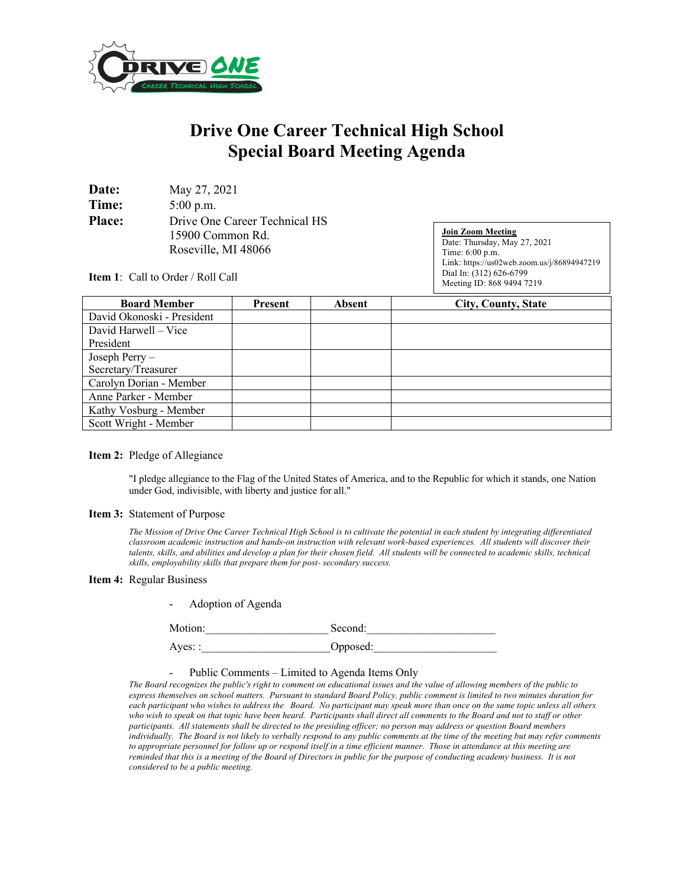# Drive One Career Technical High School
# Special Board Meeting Agenda

**Date:** May 27, 2021
**Time:** 5:00 p.m.
**Place:** Drive One Career Technical HS
15900 Common Rd.
Roseville, MI 48066

**Join Zoom Meeting**
Date: Thursday, May 27, 2021
Time: 6:00 p.m.
Link: https://us02web.zoom.us/j/86894947219
Dial In: (312) 626-6799
Meeting ID: 868 9494 7219

**Item 1**: Call to Order / Roll Call

| Board Member | Present | Absent | City, County, State |
|---|---|---|---|
| David Okonoski - President | | | |
| David Harwell – Vice President | | | |
| Joseph Perry – Secretary/Treasurer | | | |
| Carolyn Dorian - Member | | | |
| Anne Parker - Member | | | |
| Kathy Vosburg - Member | | | |
| Scott Wright - Member | | | |

**Item 2:** Pledge of Allegiance

"I pledge allegiance to the Flag of the United States of America, and to the Republic for which it stands, one Nation under God, indivisible, with liberty and justice for all."

**Item 3:** Statement of Purpose

*The Mission of Drive One Career Technical High School is to cultivate the potential in each student by integrating differentiated classroom academic instruction and hands-on instruction with relevant work-based experiences. All students will discover their talents, skills, and abilities and develop a plan for their chosen field. All students will be connected to academic skills, technical skills, employability skills that prepare them for post- secondary success.*

**Item 4:** Regular Business

- Adoption of Agenda

Motion:\_\_\_\_\_\_\_\_\_\_\_\_\_\_\_\_\_\_\_\_\_ Second:\_\_\_\_\_\_\_\_\_\_\_\_\_\_\_\_\_\_\_\_\_\_

Ayes: :\_\_\_\_\_\_\_\_\_\_\_\_\_\_\_\_\_\_\_\_\_\_Opposed:\_\_\_\_\_\_\_\_\_\_\_\_\_\_\_\_\_\_\_\_\_

- Public Comments – Limited to Agenda Items Only

*The Board recognizes the public's right to comment on educational issues and the value of allowing members of the public to express themselves on school matters. Pursuant to standard Board Policy, public comment is limited to two minutes duration for each participant who wishes to address the Board. No participant may speak more than once on the same topic unless all others who wish to speak on that topic have been heard. Participants shall direct all comments to the Board and not to staff or other participants. All statements shall be directed to the presiding officer; no person may address or question Board members individually. The Board is not likely to verbally respond to any public comments at the time of the meeting but may refer comments to appropriate personnel for follow up or respond itself in a time efficient manner. Those in attendance at this meeting are reminded that this is a meeting of the Board of Directors in public for the purpose of conducting academy business. It is not considered to be a public meeting.*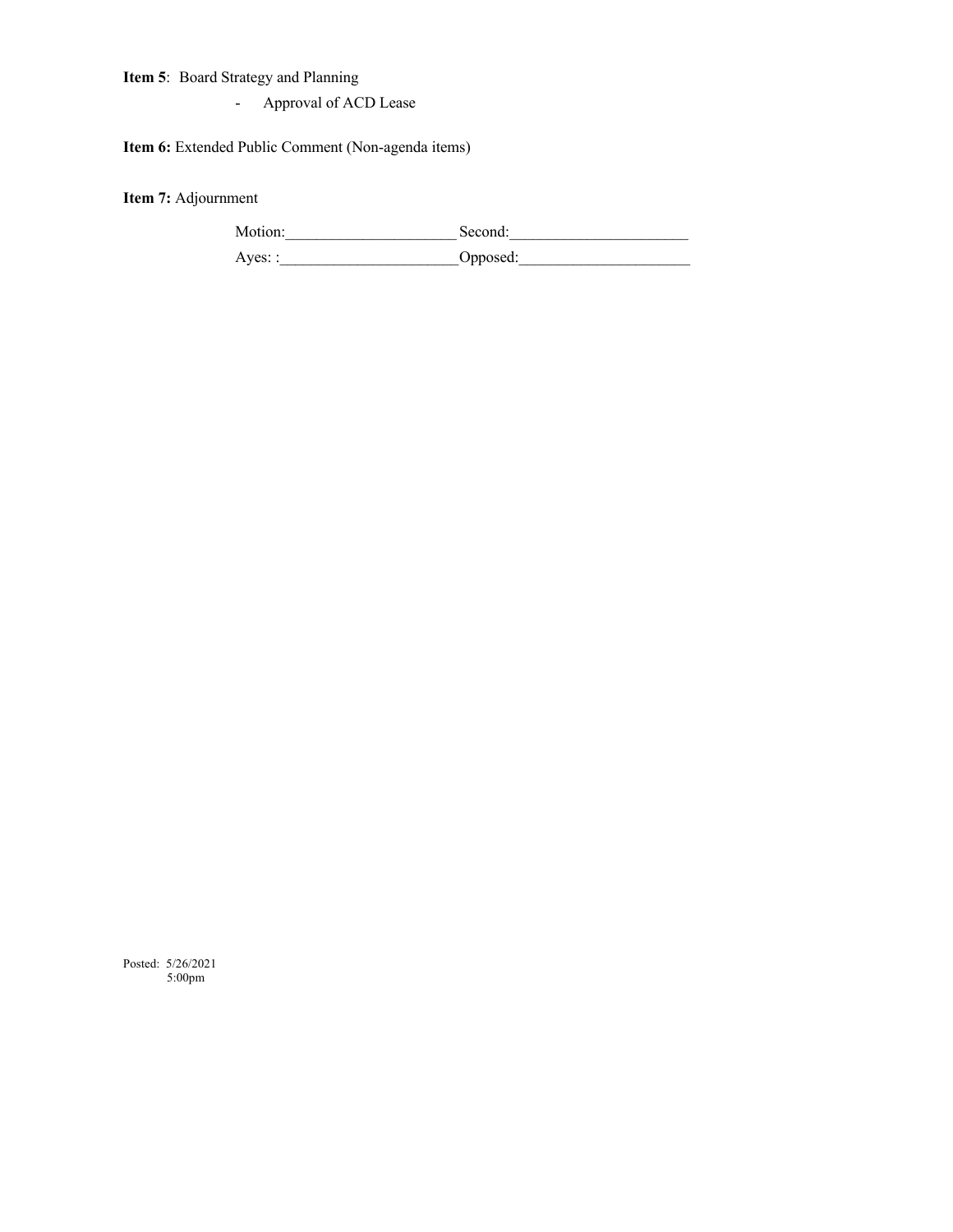**Item 5**: Board Strategy and Planning

- Approval of ACD Lease

**Item 6:** Extended Public Comment (Non-agenda items)

**Item 7:** Adjournment

Motion:_____________________ Second:______________________

Ayes: :______________________Opposed:_____________________

Posted: 5/26/2021
5:00pm